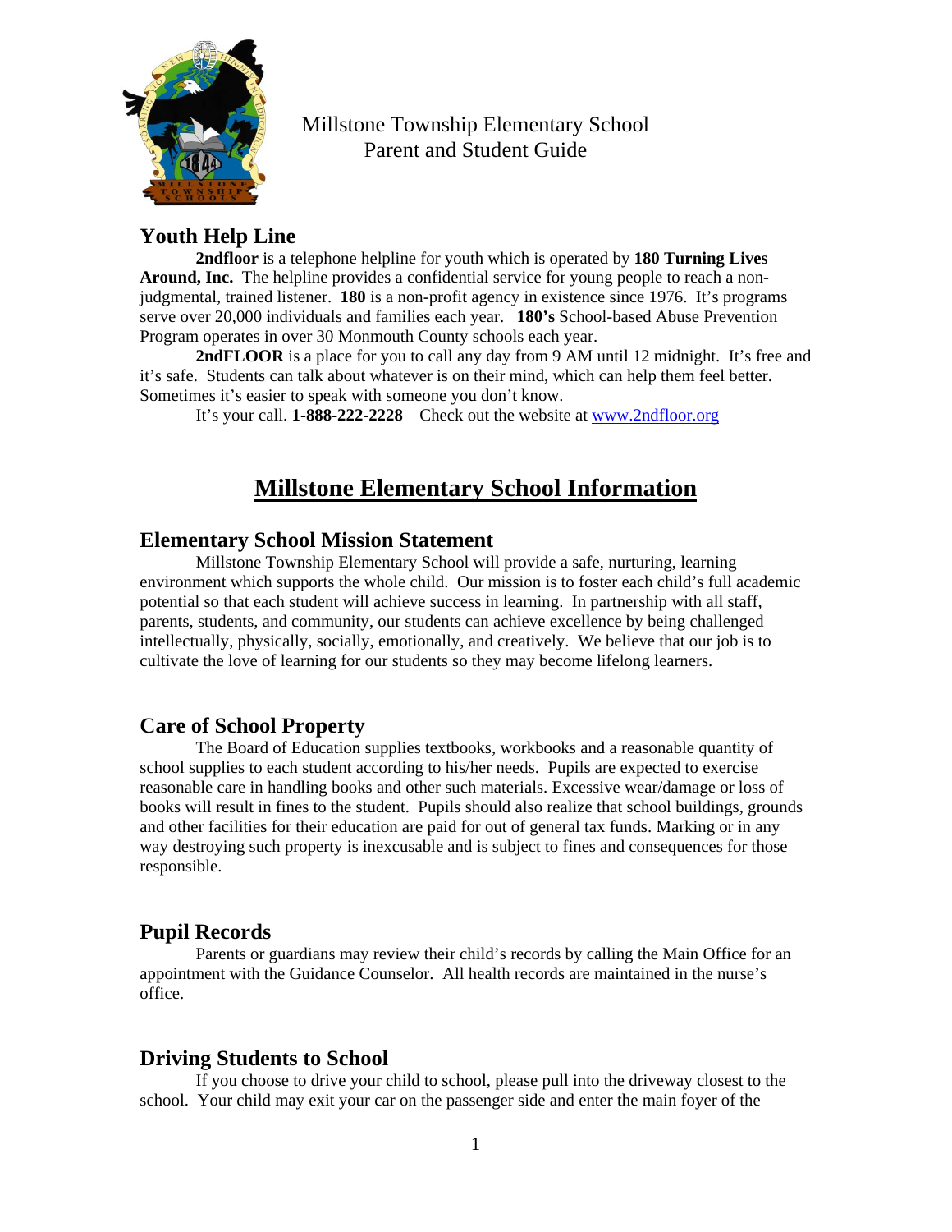Millstone Township Elementary School
Parent and Student Guide

## Youth Help Line

**2ndfloor** is a telephone helpline for youth which is operated by **180 Turning Lives Around, Inc.** The helpline provides a confidential service for young people to reach a non-judgmental, trained listener. **180** is a non-profit agency in existence since 1976. It's programs serve over 20,000 individuals and families each year. **180's** School-based Abuse Prevention Program operates in over 30 Monmouth County schools each year.

**2ndFLOOR** is a place for you to call any day from 9 AM until 12 midnight. It's free and it's safe. Students can talk about whatever is on their mind, which can help them feel better. Sometimes it's easier to speak with someone you don't know.

It's your call. **1-888-222-2228** Check out the website at www.2ndfloor.org

# Millstone Elementary School Information

## Elementary School Mission Statement

Millstone Township Elementary School will provide a safe, nurturing, learning environment which supports the whole child. Our mission is to foster each child's full academic potential so that each student will achieve success in learning. In partnership with all staff, parents, students, and community, our students can achieve excellence by being challenged intellectually, physically, socially, emotionally, and creatively. We believe that our job is to cultivate the love of learning for our students so they may become lifelong learners.

## Care of School Property

The Board of Education supplies textbooks, workbooks and a reasonable quantity of school supplies to each student according to his/her needs. Pupils are expected to exercise reasonable care in handling books and other such materials. Excessive wear/damage or loss of books will result in fines to the student. Pupils should also realize that school buildings, grounds and other facilities for their education are paid for out of general tax funds. Marking or in any way destroying such property is inexcusable and is subject to fines and consequences for those responsible.

## Pupil Records

Parents or guardians may review their child's records by calling the Main Office for an appointment with the Guidance Counselor. All health records are maintained in the nurse's office.

## Driving Students to School

If you choose to drive your child to school, please pull into the driveway closest to the school. Your child may exit your car on the passenger side and enter the main foyer of the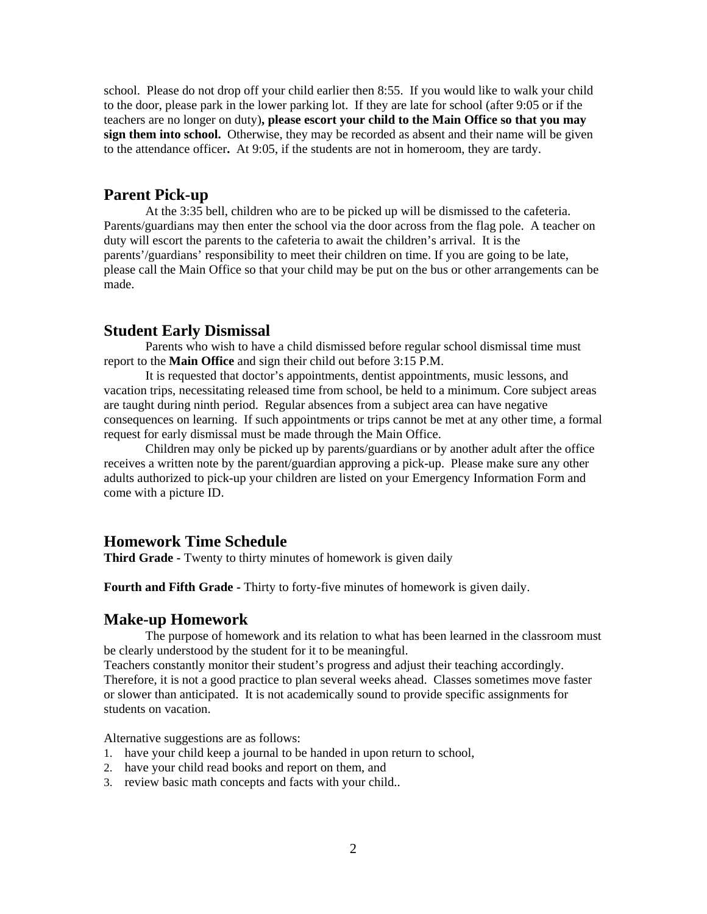school. Please do not drop off your child earlier then 8:55. If you would like to walk your child to the door, please park in the lower parking lot. If they are late for school (after 9:05 or if the teachers are no longer on duty)**, please escort your child to the Main Office so that you may sign them into school.** Otherwise, they may be recorded as absent and their name will be given to the attendance officer**.** At 9:05, if the students are not in homeroom, they are tardy.

## Parent Pick-up

At the 3:35 bell, children who are to be picked up will be dismissed to the cafeteria. Parents/guardians may then enter the school via the door across from the flag pole. A teacher on duty will escort the parents to the cafeteria to await the children's arrival. It is the parents'/guardians' responsibility to meet their children on time. If you are going to be late, please call the Main Office so that your child may be put on the bus or other arrangements can be made.

## Student Early Dismissal

Parents who wish to have a child dismissed before regular school dismissal time must report to the **Main Office** and sign their child out before 3:15 P.M.

It is requested that doctor's appointments, dentist appointments, music lessons, and vacation trips, necessitating released time from school, be held to a minimum. Core subject areas are taught during ninth period. Regular absences from a subject area can have negative consequences on learning. If such appointments or trips cannot be met at any other time, a formal request for early dismissal must be made through the Main Office.

Children may only be picked up by parents/guardians or by another adult after the office receives a written note by the parent/guardian approving a pick-up. Please make sure any other adults authorized to pick-up your children are listed on your Emergency Information Form and come with a picture ID.

## Homework Time Schedule

**Third Grade -** Twenty to thirty minutes of homework is given daily

**Fourth and Fifth Grade -** Thirty to forty-five minutes of homework is given daily.

## Make-up Homework

The purpose of homework and its relation to what has been learned in the classroom must be clearly understood by the student for it to be meaningful.
Teachers constantly monitor their student's progress and adjust their teaching accordingly. Therefore, it is not a good practice to plan several weeks ahead. Classes sometimes move faster or slower than anticipated. It is not academically sound to provide specific assignments for students on vacation.

Alternative suggestions are as follows:

1. have your child keep a journal to be handed in upon return to school,
2. have your child read books and report on them, and
3. review basic math concepts and facts with your child..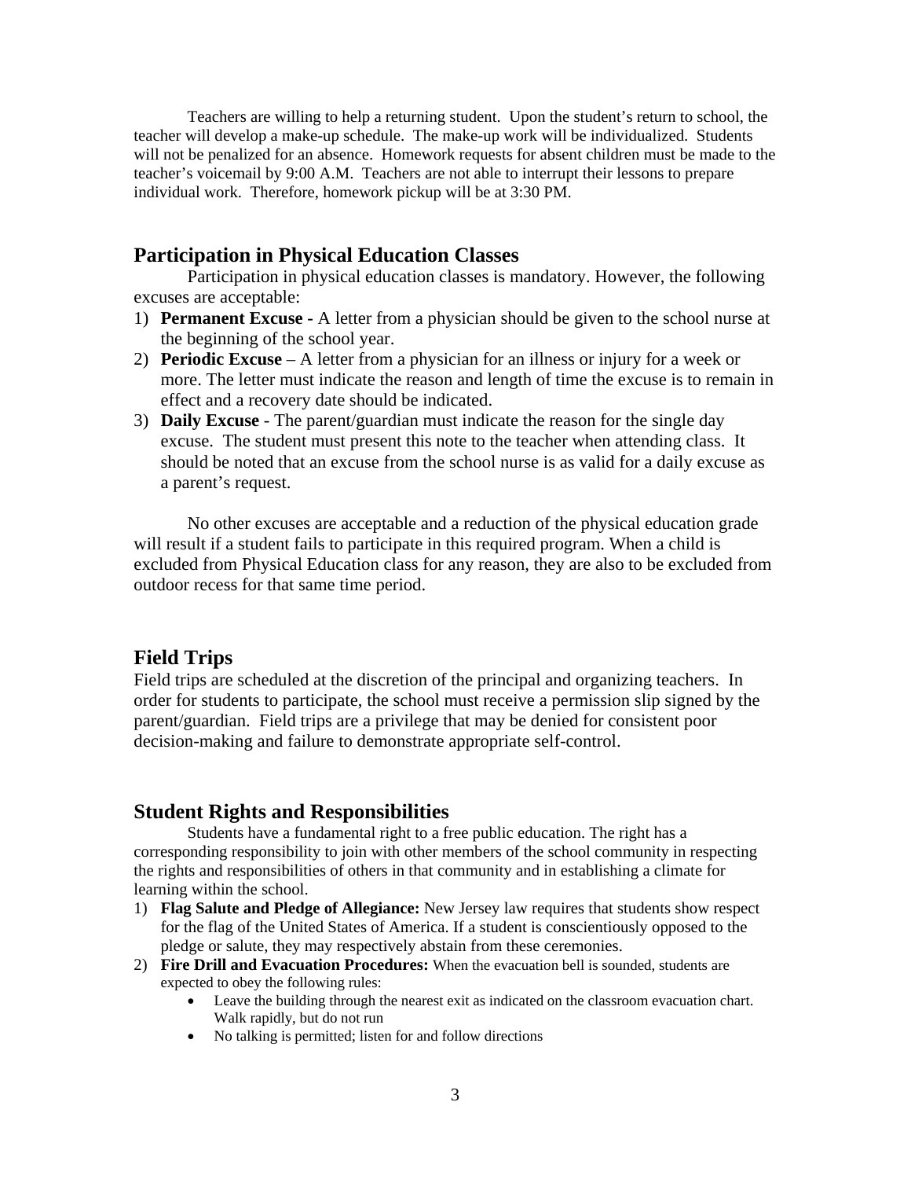Teachers are willing to help a returning student. Upon the student's return to school, the teacher will develop a make-up schedule. The make-up work will be individualized. Students will not be penalized for an absence. Homework requests for absent children must be made to the teacher's voicemail by 9:00 A.M. Teachers are not able to interrupt their lessons to prepare individual work. Therefore, homework pickup will be at 3:30 PM.

## Participation in Physical Education Classes

Participation in physical education classes is mandatory. However, the following excuses are acceptable:

1) **Permanent Excuse -** A letter from a physician should be given to the school nurse at the beginning of the school year.
2) **Periodic Excuse** – A letter from a physician for an illness or injury for a week or more. The letter must indicate the reason and length of time the excuse is to remain in effect and a recovery date should be indicated.
3) **Daily Excuse** - The parent/guardian must indicate the reason for the single day excuse. The student must present this note to the teacher when attending class. It should be noted that an excuse from the school nurse is as valid for a daily excuse as a parent's request.

No other excuses are acceptable and a reduction of the physical education grade will result if a student fails to participate in this required program. When a child is excluded from Physical Education class for any reason, they are also to be excluded from outdoor recess for that same time period.

## Field Trips

Field trips are scheduled at the discretion of the principal and organizing teachers. In order for students to participate, the school must receive a permission slip signed by the parent/guardian. Field trips are a privilege that may be denied for consistent poor decision-making and failure to demonstrate appropriate self-control.

## Student Rights and Responsibilities

Students have a fundamental right to a free public education. The right has a corresponding responsibility to join with other members of the school community in respecting the rights and responsibilities of others in that community and in establishing a climate for learning within the school.

1) **Flag Salute and Pledge of Allegiance:** New Jersey law requires that students show respect for the flag of the United States of America. If a student is conscientiously opposed to the pledge or salute, they may respectively abstain from these ceremonies.
2) **Fire Drill and Evacuation Procedures:** When the evacuation bell is sounded, students are expected to obey the following rules:
    - Leave the building through the nearest exit as indicated on the classroom evacuation chart. Walk rapidly, but do not run
    - No talking is permitted; listen for and follow directions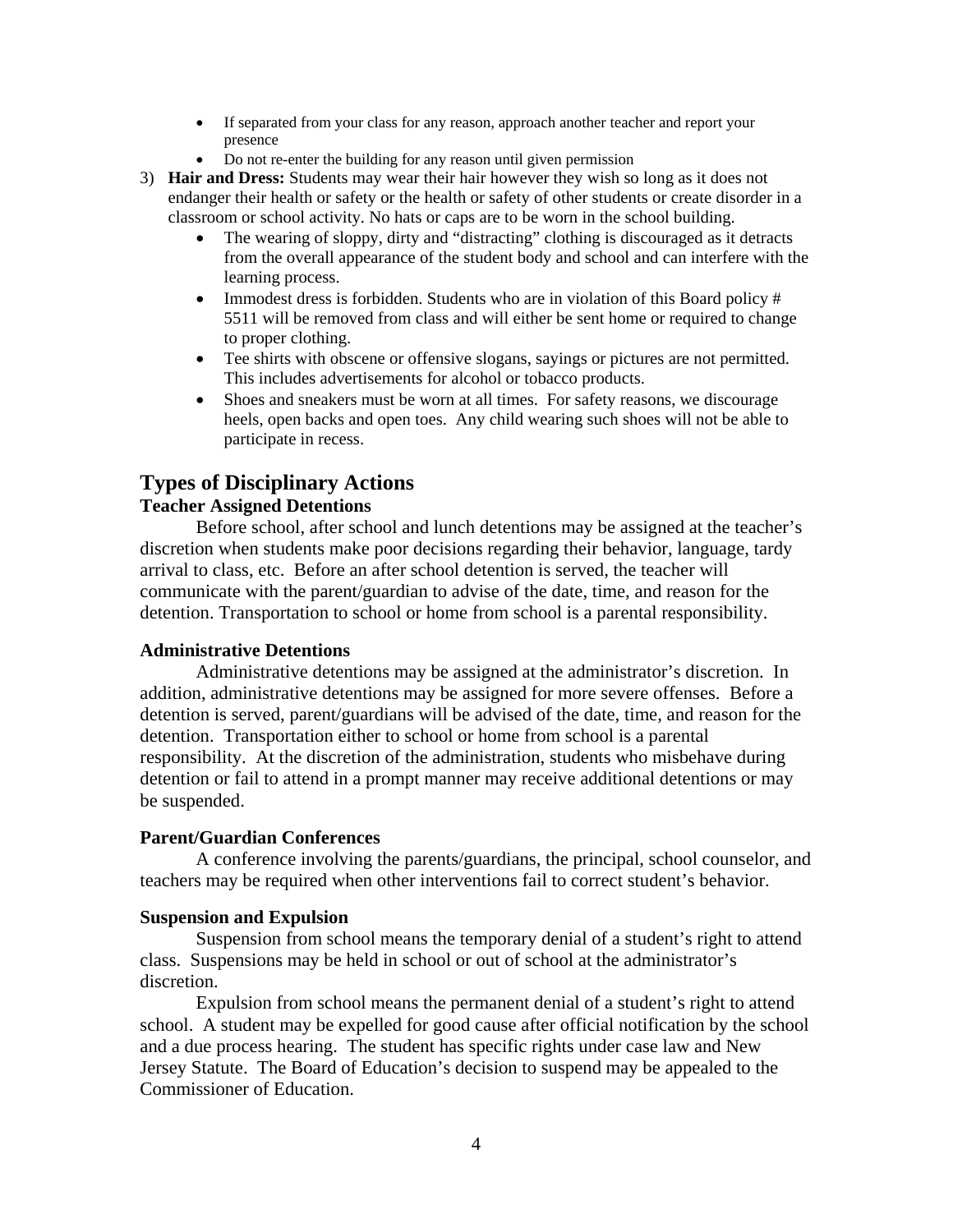- If separated from your class for any reason, approach another teacher and report your presence
- Do not re-enter the building for any reason until given permission

3) **Hair and Dress:** Students may wear their hair however they wish so long as it does not endanger their health or safety or the health or safety of other students or create disorder in a classroom or school activity. No hats or caps are to be worn in the school building.
   - The wearing of sloppy, dirty and "distracting" clothing is discouraged as it detracts from the overall appearance of the student body and school and can interfere with the learning process.
   - Immodest dress is forbidden. Students who are in violation of this Board policy # 5511 will be removed from class and will either be sent home or required to change to proper clothing.
   - Tee shirts with obscene or offensive slogans, sayings or pictures are not permitted. This includes advertisements for alcohol or tobacco products.
   - Shoes and sneakers must be worn at all times. For safety reasons, we discourage heels, open backs and open toes. Any child wearing such shoes will not be able to participate in recess.

## Types of Disciplinary Actions

### Teacher Assigned Detentions

Before school, after school and lunch detentions may be assigned at the teacher's discretion when students make poor decisions regarding their behavior, language, tardy arrival to class, etc. Before an after school detention is served, the teacher will communicate with the parent/guardian to advise of the date, time, and reason for the detention. Transportation to school or home from school is a parental responsibility.

### Administrative Detentions

Administrative detentions may be assigned at the administrator's discretion. In addition, administrative detentions may be assigned for more severe offenses. Before a detention is served, parent/guardians will be advised of the date, time, and reason for the detention. Transportation either to school or home from school is a parental responsibility. At the discretion of the administration, students who misbehave during detention or fail to attend in a prompt manner may receive additional detentions or may be suspended.

### Parent/Guardian Conferences

A conference involving the parents/guardians, the principal, school counselor, and teachers may be required when other interventions fail to correct student's behavior.

### Suspension and Expulsion

Suspension from school means the temporary denial of a student's right to attend class. Suspensions may be held in school or out of school at the administrator's discretion.

Expulsion from school means the permanent denial of a student's right to attend school. A student may be expelled for good cause after official notification by the school and a due process hearing. The student has specific rights under case law and New Jersey Statute. The Board of Education's decision to suspend may be appealed to the Commissioner of Education.